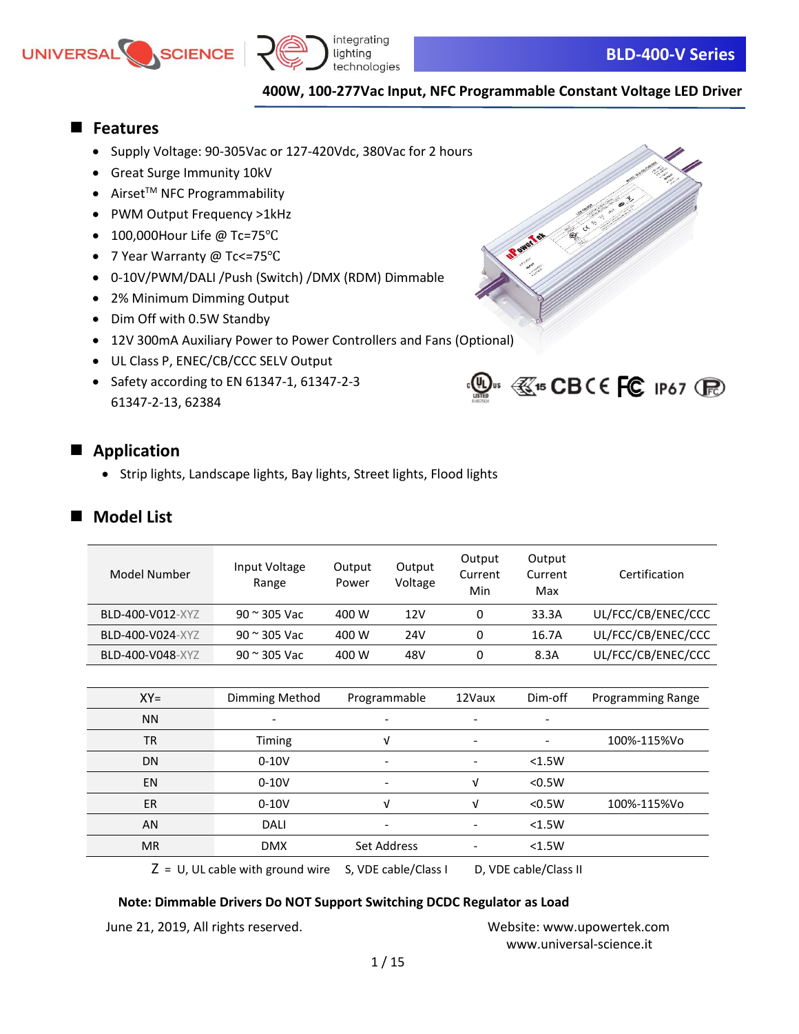# BLD-400-V Series

## 400W, 100-277Vac Input, NFC Programmable Constant Voltage LED Driver

## Features

- Supply Voltage: 90-305Vac or 127-420Vdc, 380Vac for 2 hours
- Great Surge Immunity 10kV
- Airset[TM] NFC Programmability
- PWM Output Frequency >1kHz
- 100,000Hour Life @ Tc=75℃
- 7 Year Warranty @ Tc<=75℃
- 0-10V/PWM/DALI /Push (Switch) /DMX (RDM) Dimmable
- 2% Minimum Dimming Output
- Dim Off with 0.5W Standby
- 12V 300mA Auxiliary Power to Power Controllers and Fans (Optional)
- UL Class P, ENEC/CB/CCC SELV Output
- Safety according to EN 61347-1, 61347-2-3 61347-2-13, 62384

## Application

- Strip lights, Landscape lights, Bay lights, Street lights, Flood lights

## Model List

| Model Number | Input Voltage Range | Output Power | Output Voltage | Output Current Min | Output Current Max | Certification |
|---|---|---|---|---|---|---|
| BLD-400-V012-XYZ | 90 ~ 305 Vac | 400 W | 12V | 0 | 33.3A | UL/FCC/CB/ENEC/CCC |
| BLD-400-V024-XYZ | 90 ~ 305 Vac | 400 W | 24V | 0 | 16.7A | UL/FCC/CB/ENEC/CCC |
| BLD-400-V048-XYZ | 90 ~ 305 Vac | 400 W | 48V | 0 | 8.3A | UL/FCC/CB/ENEC/CCC |

| XY= | Dimming Method | Programmable | 12Vaux | Dim-off | Programming Range |
|---|---|---|---|---|---|
| NN | - | - | - | - | |
| TR | Timing | √ | - | - | 100%-115%Vo |
| DN | 0-10V | - | - | <1.5W | |
| EN | 0-10V | - | √ | <0.5W | |
| ER | 0-10V | √ | √ | <0.5W | 100%-115%Vo |
| AN | DALI | - | - | <1.5W | |
| MR | DMX | Set Address | - | <1.5W | |

Z = U, UL cable with ground wire S, VDE cable/Class I D, VDE cable/Class II

**Note: Dimmable Drivers Do NOT Support Switching DCDC Regulator as Load**

June 21, 2019, All rights reserved.

Website: www.upowertek.com
www.universal-science.it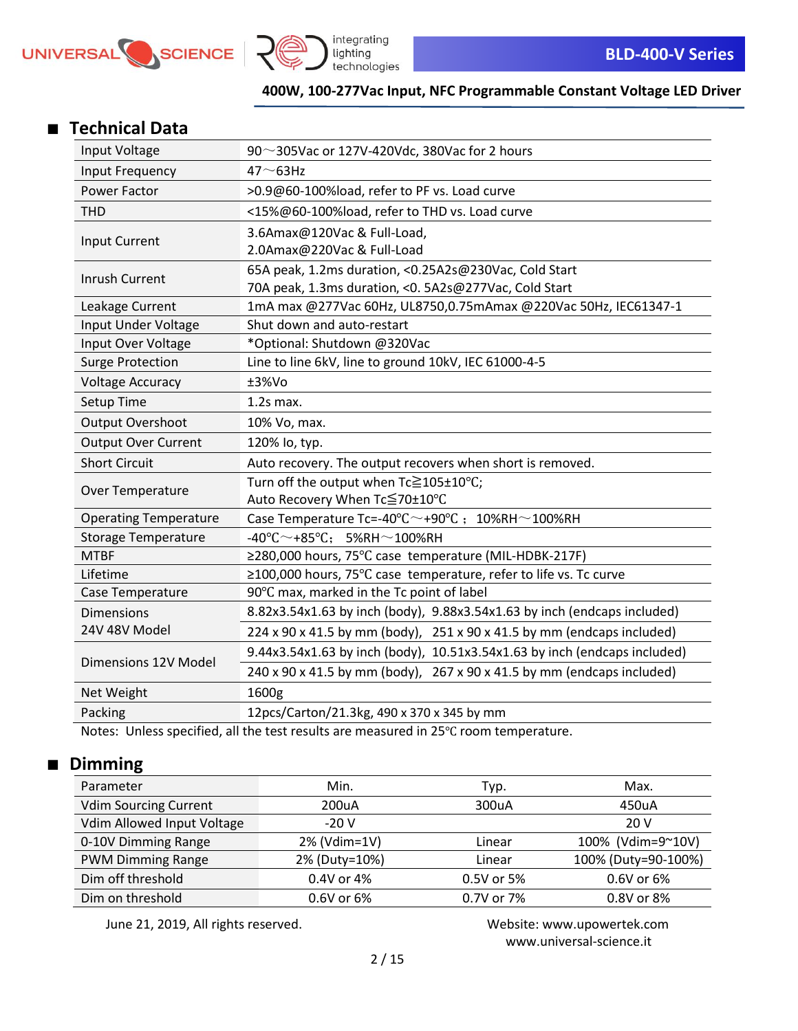## Technical Data

| | |
|---|---|
| Input Voltage | 90～305Vac or 127V-420Vdc, 380Vac for 2 hours |
| Input Frequency | 47～63Hz |
| Power Factor | >0.9@60-100%load, refer to PF vs. Load curve |
| THD | <15%@60-100%load, refer to THD vs. Load curve |
| Input Current | 3.6Amax@120Vac & Full-Load,<br>2.0Amax@220Vac & Full-Load |
| Inrush Current | 65A peak, 1.2ms duration, <0.25A2s@230Vac, Cold Start<br>70A peak, 1.3ms duration, <0. 5A2s@277Vac, Cold Start |
| Leakage Current | 1mA max @277Vac 60Hz, UL8750,0.75mAmax @220Vac 50Hz, IEC61347-1 |
| Input Under Voltage | Shut down and auto-restart |
| Input Over Voltage | *Optional: Shutdown @320Vac |
| Surge Protection | Line to line 6kV, line to ground 10kV, IEC 61000-4-5 |
| Voltage Accuracy | ±3%Vo |
| Setup Time | 1.2s max. |
| Output Overshoot | 10% Vo, max. |
| Output Over Current | 120% Io, typ. |
| Short Circuit | Auto recovery. The output recovers when short is removed. |
| Over Temperature | Turn off the output when Tc≧105±10℃;<br>Auto Recovery When Tc≦70±10℃ |
| Operating Temperature | Case Temperature Tc=-40℃～+90℃； 10%RH～100%RH |
| Storage Temperature | -40℃～+85℃; 5%RH～100%RH |
| MTBF | ≥280,000 hours, 75℃ case temperature (MIL-HDBK-217F) |
| Lifetime | ≥100,000 hours, 75℃ case temperature, refer to life vs. Tc curve |
| Case Temperature | 90℃ max, marked in the Tc point of label |
| Dimensions 24V 48V Model | 8.82x3.54x1.63 by inch (body), 9.88x3.54x1.63 by inch (endcaps included) |
| | 224 x 90 x 41.5 by mm (body), 251 x 90 x 41.5 by mm (endcaps included) |
| Dimensions 12V Model | 9.44x3.54x1.63 by inch (body), 10.51x3.54x1.63 by inch (endcaps included) |
| | 240 x 90 x 41.5 by mm (body), 267 x 90 x 41.5 by mm (endcaps included) |
| Net Weight | 1600g |
| Packing | 12pcs/Carton/21.3kg, 490 x 370 x 345 by mm |

Notes: Unless specified, all the test results are measured in 25℃ room temperature.

## Dimming

| Parameter | Min. | Typ. | Max. |
|---|---|---|---|
| Vdim Sourcing Current | 200uA | 300uA | 450uA |
| Vdim Allowed Input Voltage | -20 V | | 20 V |
| 0-10V Dimming Range | 2% (Vdim=1V) | Linear | 100% (Vdim=9~10V) |
| PWM Dimming Range | 2% (Duty=10%) | Linear | 100% (Duty=90-100%) |
| Dim off threshold | 0.4V or 4% | 0.5V or 5% | 0.6V or 6% |
| Dim on threshold | 0.6V or 6% | 0.7V or 7% | 0.8V or 8% |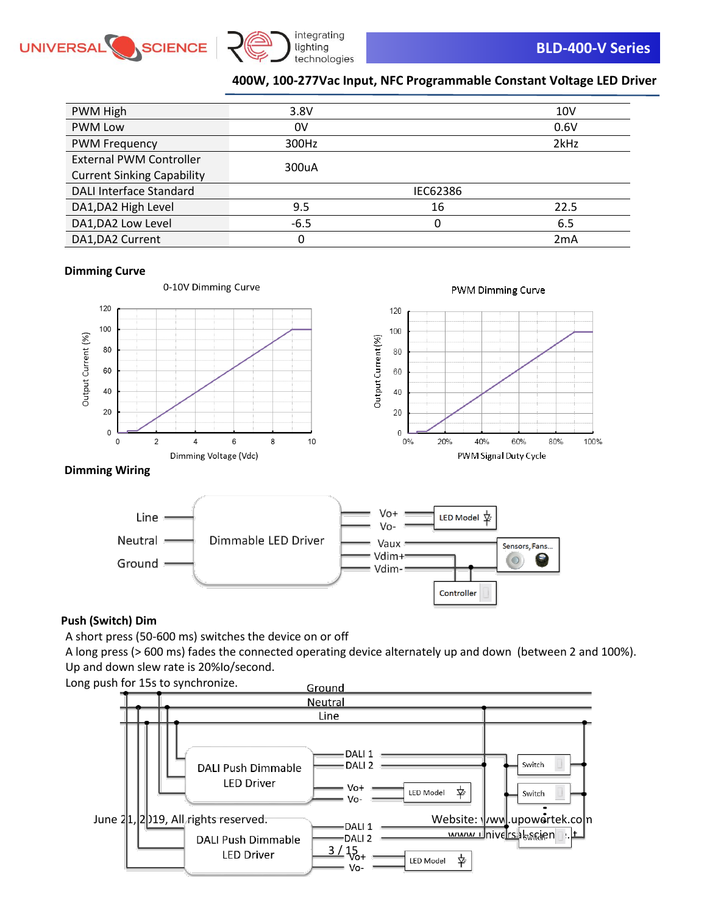| | | | |
|---|---|---|---|
| PWM High | 3.8V | | 10V |
| PWM Low | 0V | | 0.6V |
| PWM Frequency | 300Hz | | 2kHz |
| External PWM Controller Current Sinking Capability | 300uA | | |
| DALI Interface Standard | | IEC62386 | |
| DA1,DA2 High Level | 9.5 | 16 | 22.5 |
| DA1,DA2 Low Level | -6.5 | 0 | 6.5 |
| DA1,DA2 Current | 0 | | 2mA |

### Dimming Curve

### Dimming Wiring

### Push (Switch) Dim

A short press (50-600 ms) switches the device on or off

A long press (> 600 ms) fades the connected operating device alternately up and down (between 2 and 100%).

Up and down slew rate is 20%Io/second.

Long push for 15s to synchronize.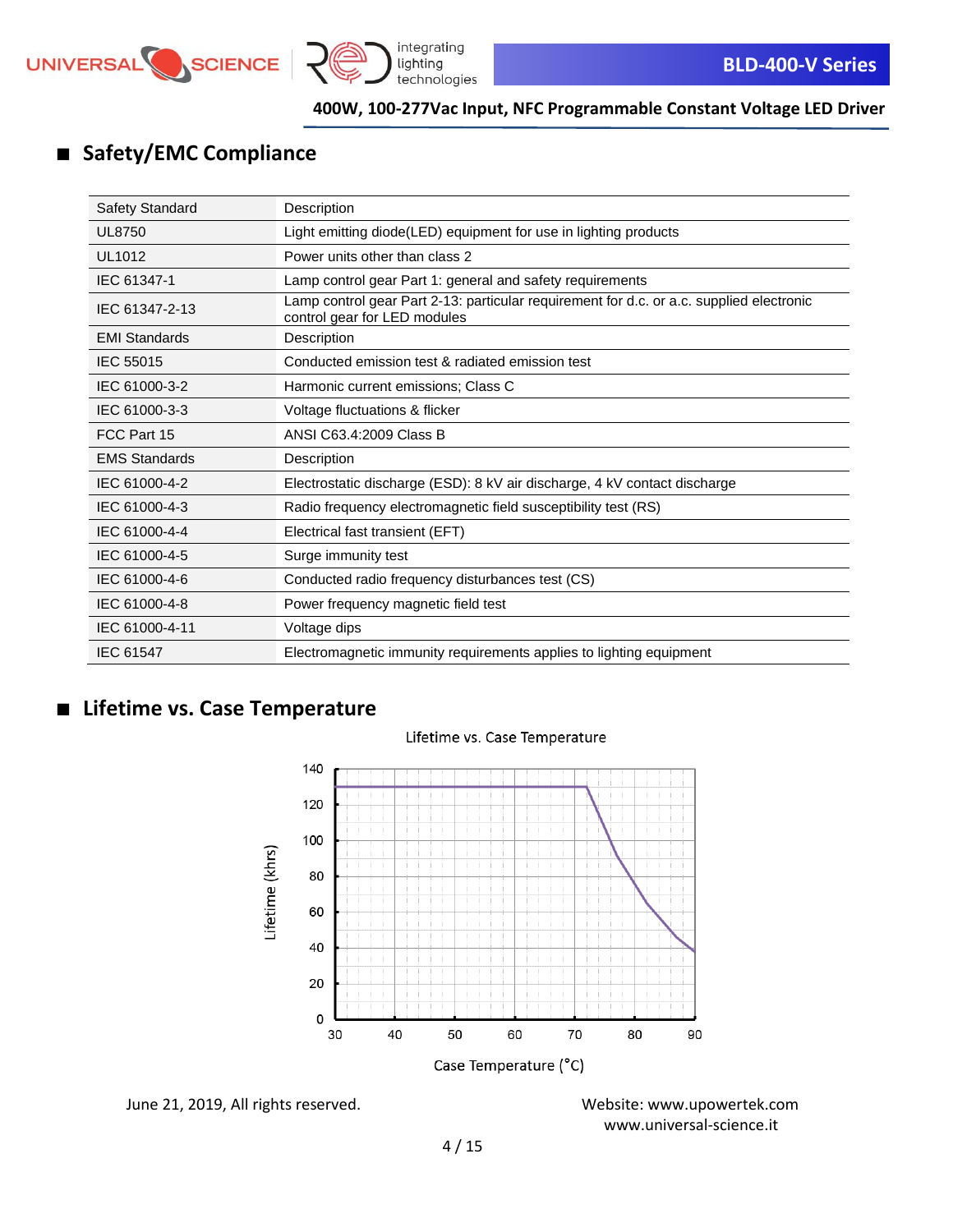## Safety/EMC Compliance

| Safety Standard | Description |
|---|---|
| UL8750 | Light emitting diode(LED) equipment for use in lighting products |
| UL1012 | Power units other than class 2 |
| IEC 61347-1 | Lamp control gear Part 1: general and safety requirements |
| IEC 61347-2-13 | Lamp control gear Part 2-13: particular requirement for d.c. or a.c. supplied electronic control gear for LED modules |
| EMI Standards | Description |
| IEC 55015 | Conducted emission test & radiated emission test |
| IEC 61000-3-2 | Harmonic current emissions; Class C |
| IEC 61000-3-3 | Voltage fluctuations & flicker |
| FCC Part 15 | ANSI C63.4:2009 Class B |
| EMS Standards | Description |
| IEC 61000-4-2 | Electrostatic discharge (ESD): 8 kV air discharge, 4 kV contact discharge |
| IEC 61000-4-3 | Radio frequency electromagnetic field susceptibility test (RS) |
| IEC 61000-4-4 | Electrical fast transient (EFT) |
| IEC 61000-4-5 | Surge immunity test |
| IEC 61000-4-6 | Conducted radio frequency disturbances test (CS) |
| IEC 61000-4-8 | Power frequency magnetic field test |
| IEC 61000-4-11 | Voltage dips |
| IEC 61547 | Electromagnetic immunity requirements applies to lighting equipment |

## Lifetime vs. Case Temperature

Lifetime vs. Case Temperature

Lifetime (khrs): 0, 20, 40, 60, 80, 100, 120, 140

Case Temperature (°C): 30, 40, 50, 60, 70, 80, 90

June 21, 2019, All rights reserved.

Website: www.upowertek.com
www.universal-science.it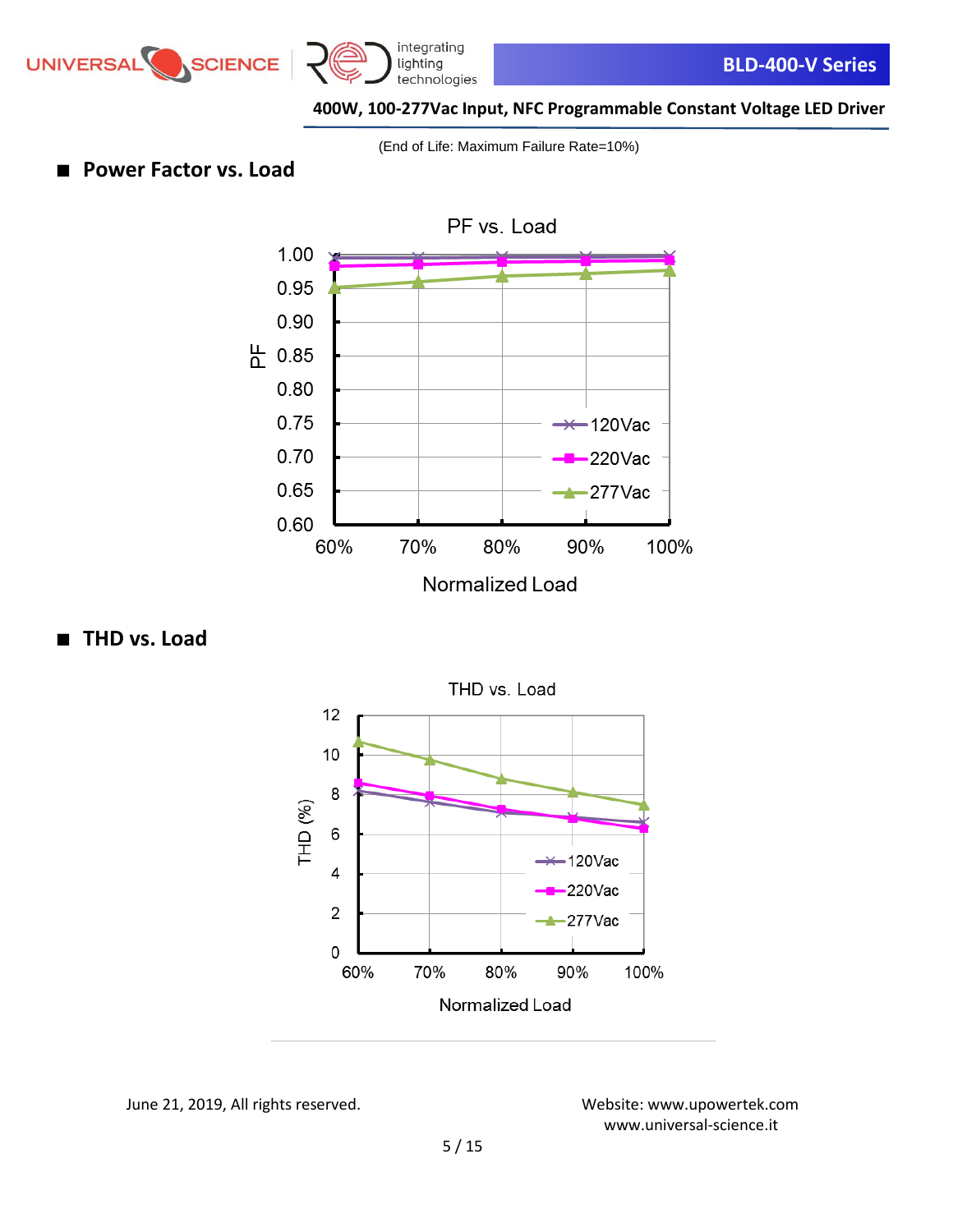(End of Life: Maximum Failure Rate=10%)

## ■ Power Factor vs. Load

PF vs. Load

## ■ THD vs. Load

THD vs. Load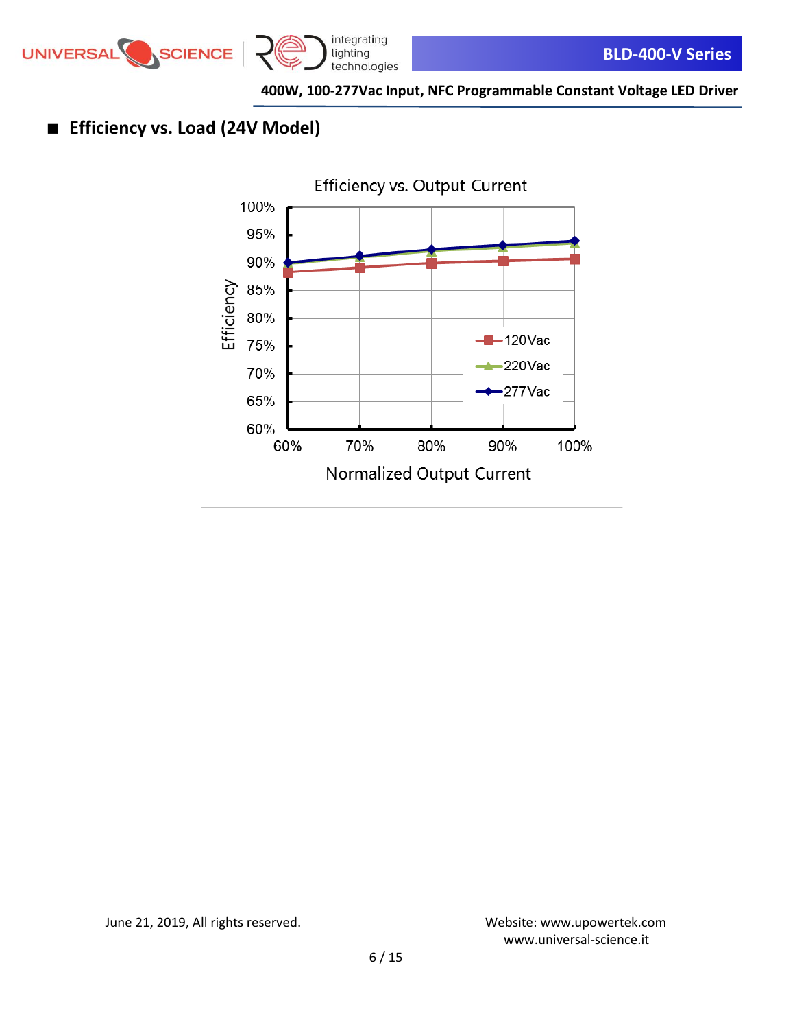## ■ Efficiency vs. Load (24V Model)

Efficiency vs. Output Current

Efficiency

100%
95%
90%
85%
80%
75%
70%
65%
60%

60% 70% 80% 90% 100%

Normalized Output Current

120Vac
220Vac
277Vac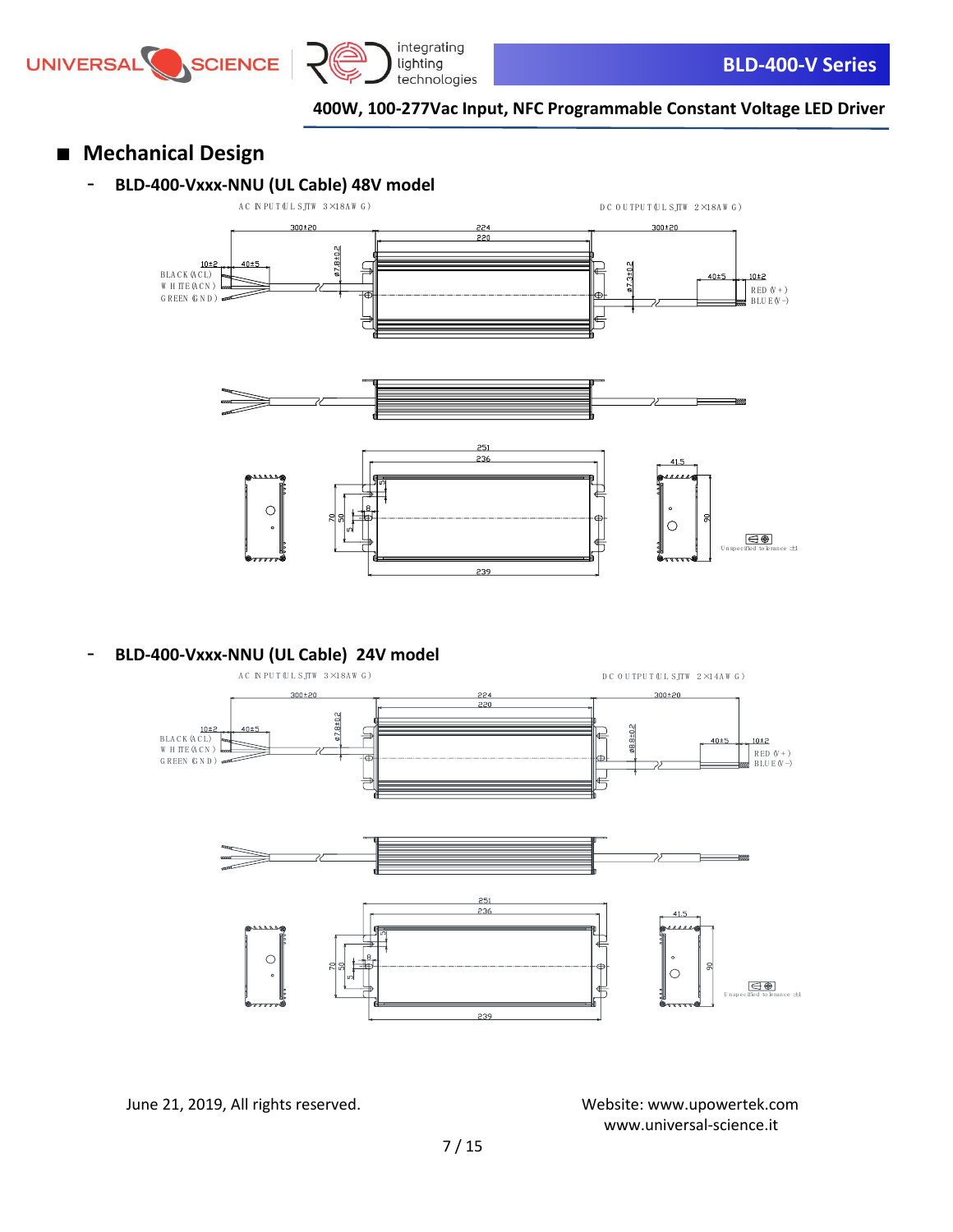## ■ Mechanical Design

- **BLD-400-Vxxx-NNU (UL Cable) 48V model**

AC INPUT (UL SJTW 3×18AWG)

DC OUTPUT (UL SJTW 2×18AWG)

300±20 224 220 300±20

10±2 40±5 ø7.8±0.2 ø7.3±0.2 40±5 10±2

BLACK (ACL)
WHITE (ACN)
GREEN (GND)

RED (V+)
BLUE (V-)

251 236 41.5

70 50 5 8 5 90

239

Unspecified tolerance ±1

- **BLD-400-Vxxx-NNU (UL Cable) 24V model**

AC INPUT (UL SJTW 3×18AWG)

DC OUTPUT (UL SJTW 2×14AWG)

300±20 224 220 300±20

10±2 40±5 ø7.8±0.2 ø8.8±0.2 40±5 10±2

BLACK (ACL)
WHITE (ACN)
GREEN (GND)

RED (V+)
BLUE (V-)

251 236 41.5

70 50 5 8 5 90

239

Unspecified tolerance ±1

June 21, 2019, All rights reserved.

Website: www.upowertek.com
www.universal-science.it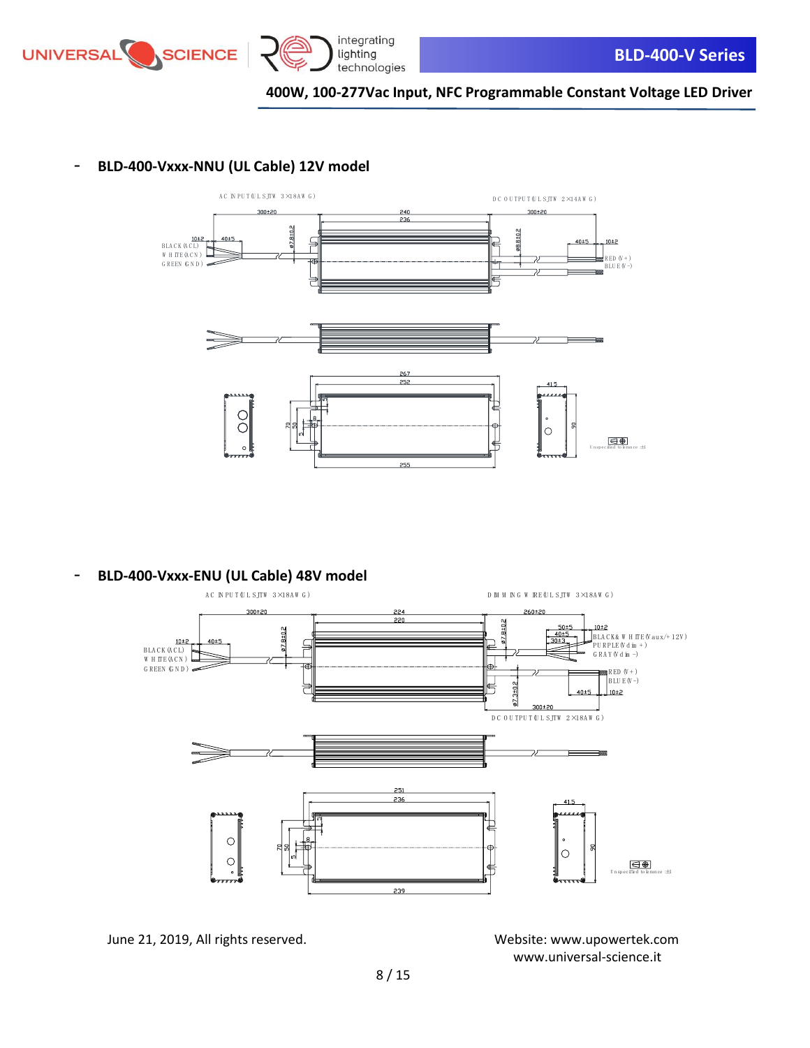- **BLD-400-Vxxx-NNU (UL Cable) 12V model**

AC INPUT(UL SJTW 3×18AWG)

DC OUTPUT(UL SJTW 2×14AWG)

300±20　240　236　300±20

10±2　40±5　ø7.8±0.2　ø8.8±0.2　40±5　10±2

BLACK(ACL)
WHITE(ACN)
GREEN(GND)

RED(V+)
BLUE(V-)

267　252　41.5

70　50　8　5　90

255

Unspecified tolerance ±1

- **BLD-400-Vxxx-ENU (UL Cable) 48V model**

AC INPUT(UL SJTW 3×18AWG)

DIMMING WIRE(UL SJTW 3×18AWG)

300±20　224　220　260±20

10±2　40±5　ø7.8±0.2　ø7.8±0.2　50±5　40±5　30±3　10±2

BLACK(ACL)
WHITE(ACN)
GREEN(GND)

BLACK&WHITE(Vaux/+12V)
PURPLE(Vdim+)
GRAY(Vdim-)

ø7.3±0.2

RED(V+)
BLUE(V-)

40±5　10±2

300±20

DC OUTPUT(UL SJTW 2×18AWG)

251　236　41.5

70　50　8　5　90

239

Unspecified tolerance ±1

June 21, 2019, All rights reserved.

Website: www.upowertek.com
www.universal-science.it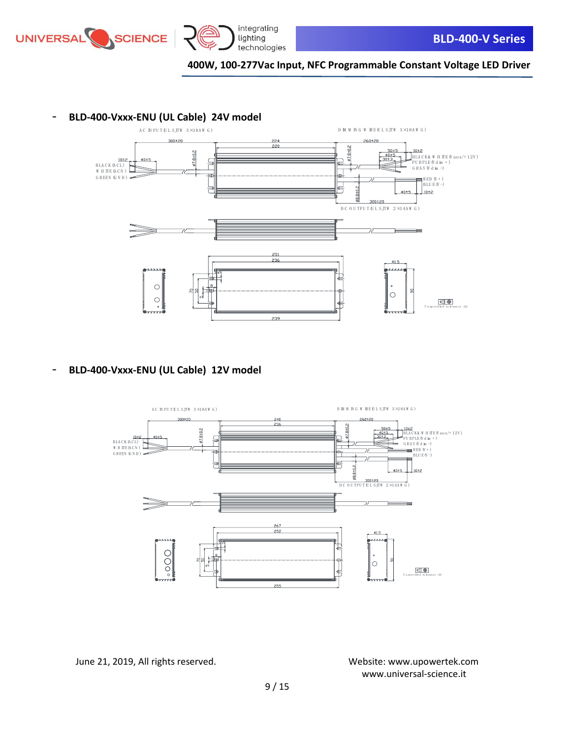- **BLD-400-Vxxx-ENU (UL Cable) 24V model**

AC INPUT (UL SJTW 3×18AWG)

DIMMING WIRE (UL SJTW 3×18AWG)

300±20 | 224 | 220 | 260±20 | 10±2 | 40±5 | ø7.8±0.2 | 50±5 | 40±5 | 30±3 | 10±2

BLACK (ACL)
WHITE (ACN)
GREEN (GND)

BLACK & WHITE (Vaux/+12V)
PURPLE (Vdim+)
GRAY (Vdim-)

RED (V+)
BLUE (V-)

40±5 | 10±2 | ø8.8±0.2 | 300±20

DC OUTPUT (UL SJTW 2×14AWG)

251 | 236 | 239 | 70 | 50 | 41.5 | 90

Unspecified tolerance ±1

- **BLD-400-Vxxx-ENU (UL Cable) 12V model**

AC INPUT (UL SJTW 3×18AWG)

DIMMING WIRE (UL SJTW 3×18AWG)

300±20 | 240 | 236 | 260±20 | 10±2 | 40±5 | ø7.8±0.2 | 50±5 | 40±5 | 30±3 | 10±2

BLACK (ACL)
WHITE (ACN)
GREEN (GND)

BLACK & WHITE (Vaux/+12V)
PURPLE (Vdim+)
GRAY (Vdim-)
RED (V+)
BLUE (V-)

40±5 | 10±2 | ø8.8±0.2 | 300±20

DC OUTPUT (UL SJTW 2×14AWG)

267 | 252 | 255 | 70 | 50 | 41.5 | 90

Unspecified tolerance ±1

June 21, 2019, All rights reserved.

Website: www.upowertek.com
www.universal-science.it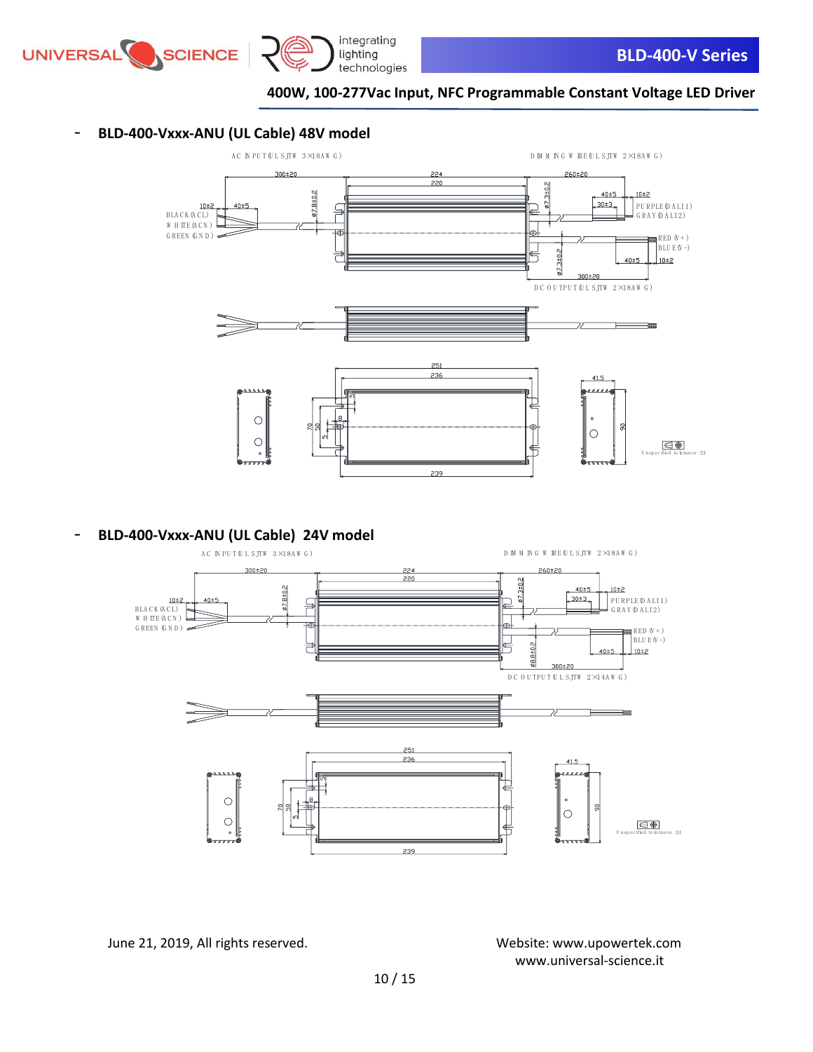- **BLD-400-Vxxx-ANU (UL Cable) 48V model**

AC INPUT(UL SJTW 3×18AWG)

DIMMING WIRE(UL SJTW 2×18AWG)

300±20 | 224 | 220 | 260±20 | 10±2 | 40±5 | ø7.8±0.2 | ø7.3±0.2 | 40±5 | 10±2 | 30±3

BLACK(ACL)
WHITE(ACN)
GREEN(GND)

PURPLE(DALI1)
GRAY(DALI2)

RED(V+)
BLUE(V-)

40±5 | 10±2 | ø7.3±0.2 | 300±20

DC OUTPUT(UL SJTW 2×18AWG)

251 | 236 | 70 | 50 | 5 | 5 | 8 | 239 | 41.5 | 90

Unspecified tolerance ±1

- **BLD-400-Vxxx-ANU (UL Cable) 24V model**

AC INPUT(UL SJTW 3×18AWG)

DIMMING WIRE(UL SJTW 2×18AWG)

300±20 | 224 | 220 | 260±20 | 10±2 | 40±5 | ø7.8±0.2 | ø7.3±0.2 | 40±5 | 10±2 | 30±3

BLACK(ACL)
WHITE(ACN)
GREEN(GND)

PURPLE(DALI1)
GRAY(DALI2)

RED(V+)
BLUE(V-)

40±5 | 10±2 | ø8.8±0.2 | 300±20

DC OUTPUT(UL SJTW 2×14AWG)

251 | 236 | 70 | 50 | 5 | 5 | 8 | 239 | 41.5 | 90

Unspecified tolerance ±1

June 21, 2019, All rights reserved.

Website: www.upowertek.com
www.universal-science.it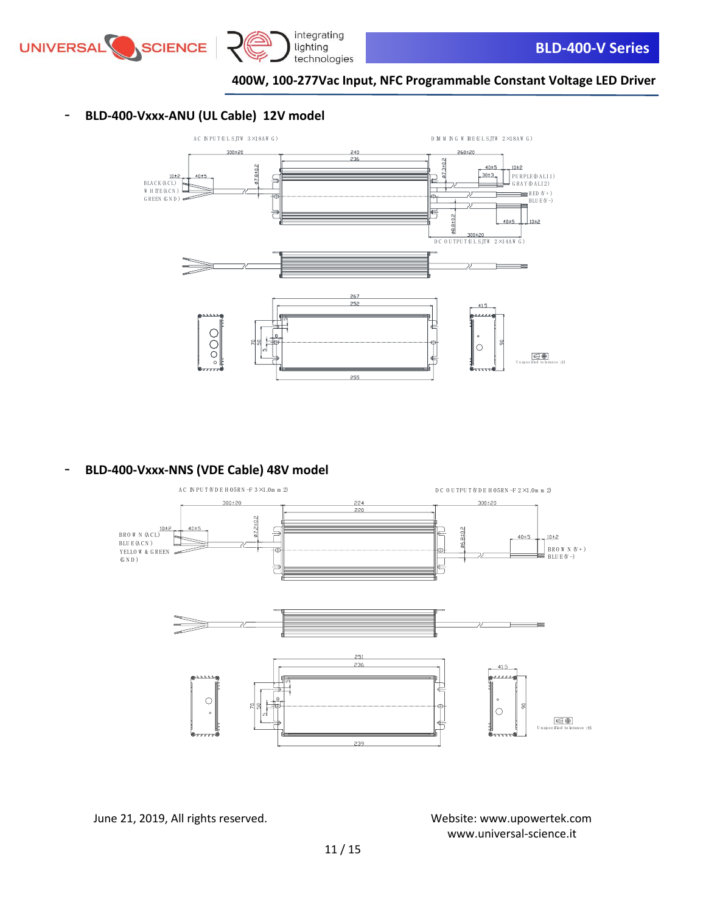400W, 100-277Vac Input, NFC Programmable Constant Voltage LED Driver

- **BLD-400-Vxxx-ANU (UL Cable) 12V model**

AC INPUT(UL SJTW 3×18AWG)

DIMMING WIRE(UL SJTW 2×18AWG)

BLACK(ACL)
WHITE(ACN)
GREEN(GND)

PURPLE(DALI1)
GRAY(DALI2)
RED(V+)
BLUE(V-)

DC OUTPUT(UL SJTW 2×14AWG)

Unspecified tolerance: ±1

- **BLD-400-Vxxx-NNS (VDE Cable) 48V model**

AC INPUT(VDE H05RN-F 3×1.0mm2)

DC OUTPUT(VDE H05RN-F 2×1.0mm2)

BROWN(ACL)
BLUE(ACN)
YELLOW & GREEN (GND)

BROWN(V+)
BLUE(V-)

Unspecified tolerance: ±1

June 21, 2019, All rights reserved.

Website: www.upowertek.com
www.universal-science.it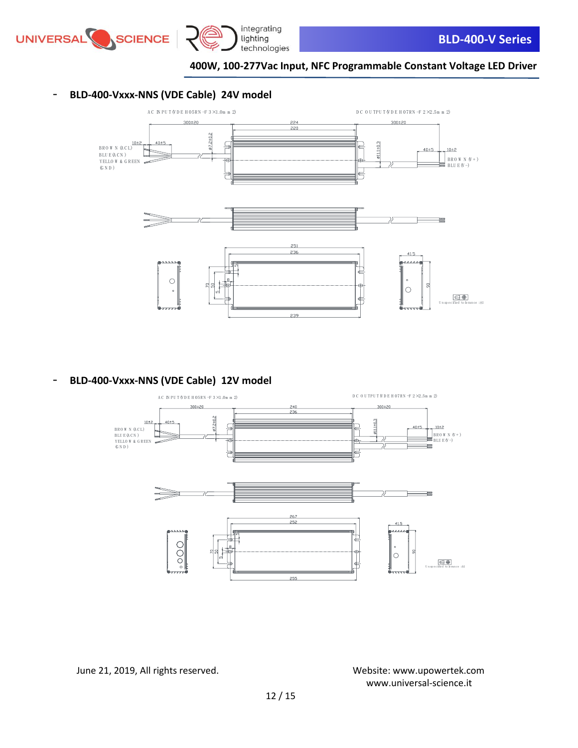- **BLD-400-Vxxx-NNS (VDE Cable) 24V model**

AC INPUT (VDE H05RN-F 3×1.0mm2)

DC OUTPUT (VDE H07RN-F 2×2.5mm2)

300±20 224 220 300±20

10±2 40±5 ø7.2±0.2 ø11±0.3 40±5 10±2

BROWN (ACL)
BLUE (ACN)
YELLOW & GREEN (GND)

BROWN (V+)
BLUE (V-)

251 236 239 41.5 70 50 5 90

Unspecified tolerance ±1

- **BLD-400-Vxxx-NNS (VDE Cable) 12V model**

AC INPUT (VDE H05RN-F 3×1.0mm2)

DC OUTPUT (VDE H07RN-F 2×2.5mm2)

300±20 240 236 300±20

10±2 40±5 ø7.2±0.2 ø11±0.3 40±5 10±2

BROWN (ACL)
BLUE (ACN)
YELLOW & GREEN (GND)

BROWN (V+)
BLUE (V-)

267 252 255 41.5 70 50 5 90

Unspecified tolerance ±1

June 21, 2019, All rights reserved.

Website: www.upowertek.com
www.universal-science.it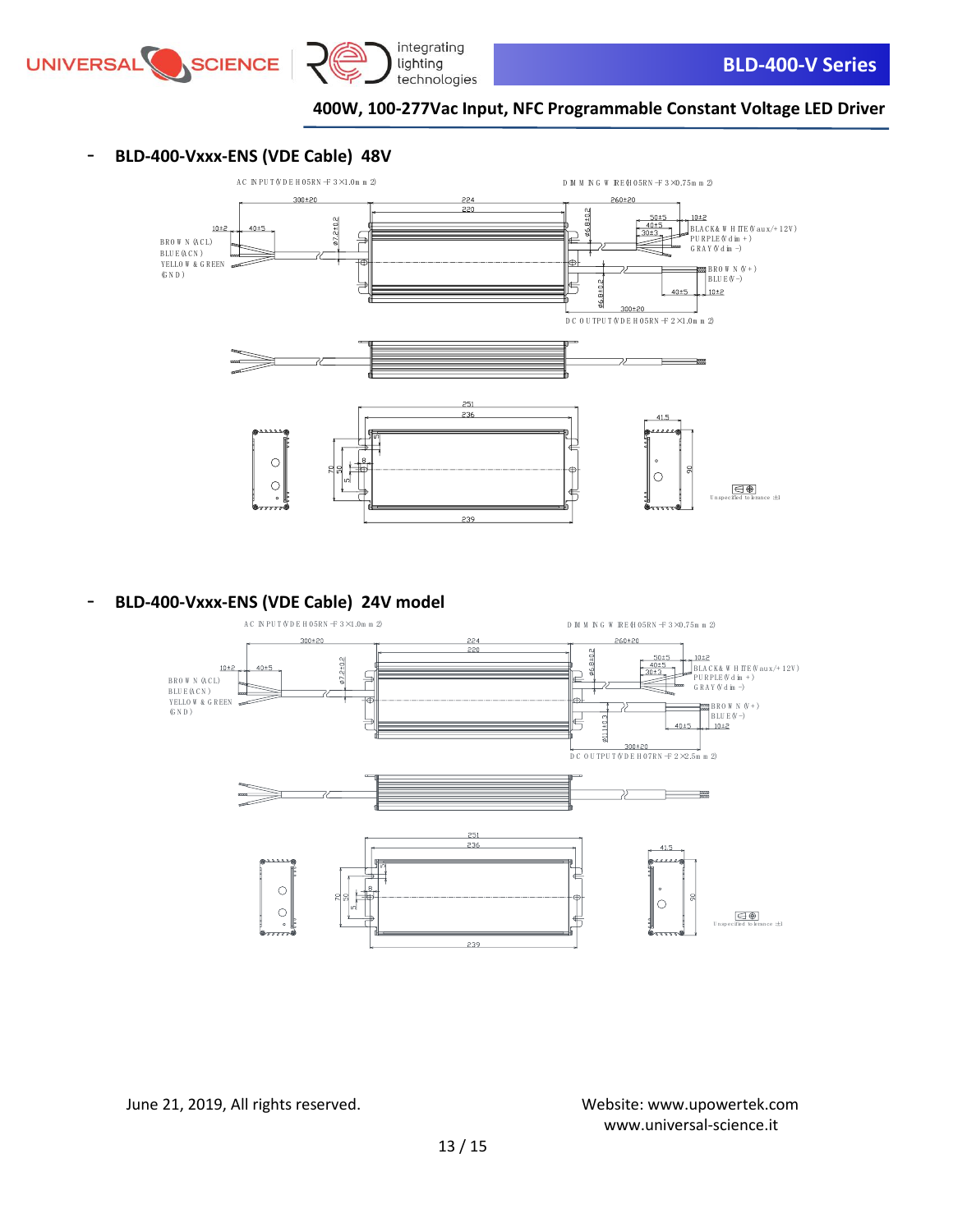## - BLD-400-Vxxx-ENS (VDE Cable) 48V

AC INPUT(VDE H05RN-F 3×1.0mm2)

DIMMING WIRE(H05RN-F 3×0.75mm2)

300±20 | 224 | 220 | 260±20

10±2 | 40±5 | ø7.2±0.2 | ø6.8±0.2

BROWN (ACL)
BLUE(ACN)
YELLOW & GREEN (GND)

50±5 | 40±5 | 30±3 | 10±2

BLACK& WHITE(Vaux/+12V)
PURPLE(Vdim+)
GRAY(Vdim-)

BROWN (V+)
BLUE(V-)

40±5 | 10±2 | ø6.8±0.2 | 300±20

DC OUTPUT(VDE H05RN-F 2×1.0mm2)

251 | 236 | 239 | 70 | 50 | 5 | 41.5 | 90

Unspecified tolerance ±1

## - BLD-400-Vxxx-ENS (VDE Cable) 24V model

AC INPUT(VDE H05RN-F 3×1.0mm2)

DIMMING WIRE(H05RN-F 3×0.75mm2)

300±20 | 224 | 220 | 260±20

10±2 | 40±5 | ø7.2±0.2 | ø6.8±0.2

BROWN (ACL)
BLUE(ACN)
YELLOW & GREEN (GND)

50±5 | 40±5 | 30±3 | 10±2

BLACK& WHITE(Vaux/+12V)
PURPLE(Vdim+)
GRAY(Vdim-)

BROWN (V+)
BLUE(V-)

40±5 | 10±2 | ø11±0.3 | 300±20

DC OUTPUT(VDE H07RN-F 2×2.5mm2)

251 | 236 | 239 | 70 | 50 | 5 | 41.5 | 90

Unspecified tolerance ±1

June 21, 2019, All rights reserved.

Website: www.upowertek.com
www.universal-science.it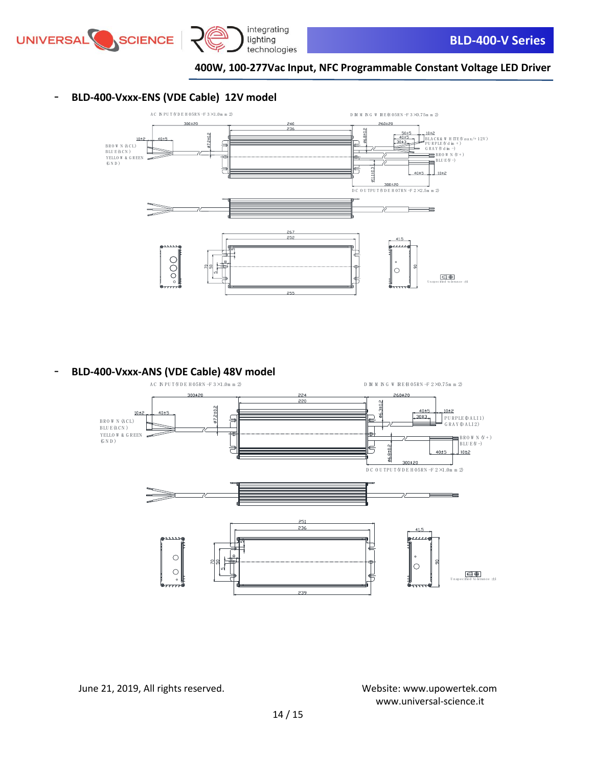- **BLD-400-Vxxx-ENS (VDE Cable) 12V model**

AC INPUT (VDE H05RN-F 3×1.0mm2)

DIMMING WIRE (H05RN-F 3×0.75mm2)

300±20 | 240 | 236 | 260±20 | 10±2 | 40±5 | 50±5 | 40±5 | 30±3 | 10±2 | ø7.2±0.2 | ø6.8±0.2 | ø11±0.3 | 40±5 | 10±2 | 300±20

BROWN (ACL)
BLUE (ACN)
YELLOW & GREEN (GND)

BLACK & WHITE (Vaux/+12V)
PURPLE (Vdim+)
GRAY (Vdim-)
BROWN (V+)
BLUE (V-)

DC OUTPUT (VDE H07RN-F 2×2.5mm2)

267 | 252 | 255 | 70 | 50 | 5 | 41.5 | 90

Unspecified tolerance: ±1

- **BLD-400-Vxxx-ANS (VDE Cable) 48V model**

AC INPUT (VDE H05RN-F 3×1.0mm2)

DIMMING WIRE (H05RN-F 2×0.75mm2)

300±20 | 224 | 220 | 260±20 | 10±2 | 40±5 | ø7.2±0.2 | ø6.3±0.2 | 40±5 | 30±3 | 10±2 | ø6.8±0.2 | 40±5 | 10±2 | 300±20

BROWN (ACL)
BLUE (ACN)
YELLOW & GREEN (GND)

PURPLE (DALI1)
GRAY (DALI2)
BROWN (V+)
BLUE (V-)

DC OUTPUT (VDE H05RN-F 2×1.0mm2)

251 | 236 | 239 | 70 | 50 | 5 | 41.5 | 90

Unspecified tolerance: ±1

June 21, 2019, All rights reserved.

Website: www.upowertek.com
www.universal-science.it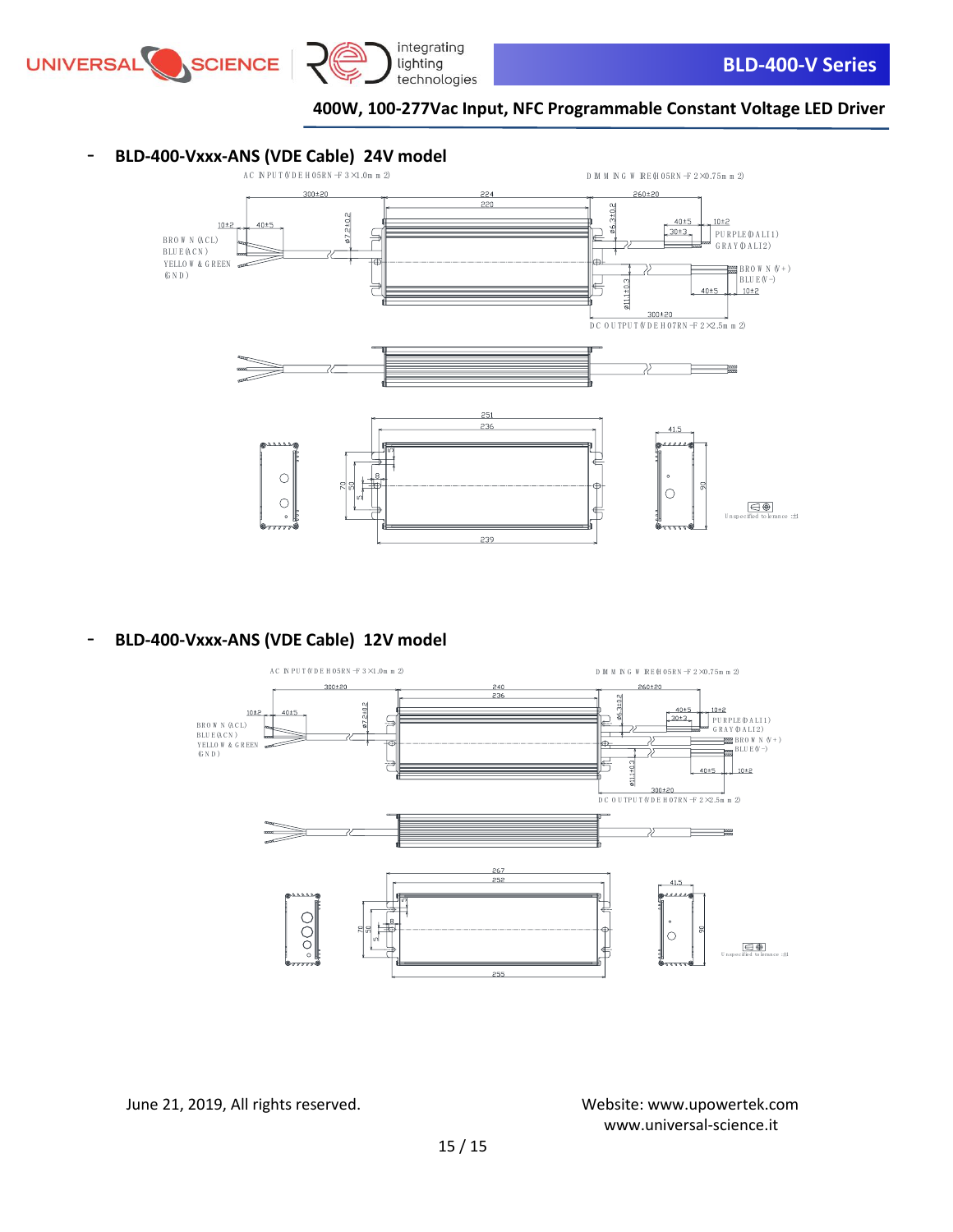## - BLD-400-Vxxx-ANS (VDE Cable) 24V model

AC INPUT(VDE H05RN-F 3×1.0mm2)

DIMMING WIRE(H05RN-F 2×0.75mm2)

300±20

224

220

260±20

10±2

40±5

ø7.2±0.2

ø6.3±0.2

40±5

10±2

30±3

BROWN(ACL)

BLUE(ACN)

YELLOW & GREEN (GND)

PURPLE(DALI1)

GRAY(DALI2)

BROWN(V+)

BLUE(V-)

ø11.1±0.3

40±5

10±2

300±20

DC OUTPUT(VDE H07RN-F 2×2.5mm2)

251

236

41.5

70

50

5

5

8

90

239

Unspecified tolerance :±1

## - BLD-400-Vxxx-ANS (VDE Cable) 12V model

AC INPUT(VDE H05RN-F 3×1.0mm2)

DIMMING WIRE(H05RN-F 2×0.75mm2)

300±20

240

236

260±20

10±2

40±5

ø7.2±0.2

ø6.3±0.2

40±5

10±2

30±3

BROWN(ACL)

BLUE(ACN)

YELLOW & GREEN (GND)

PURPLE(DALI1)

GRAY(DALI2)

BROWN(V+)

BLUE(V-)

ø11.1±0.3

40±5

10±2

300±20

DC OUTPUT(VDE H07RN-F 2×2.5mm2)

267

252

41.5

70

50

5

5

8

90

255

Unspecified tolerance :±1

June 21, 2019, All rights reserved.

Website: www.upowertek.com
www.universal-science.it